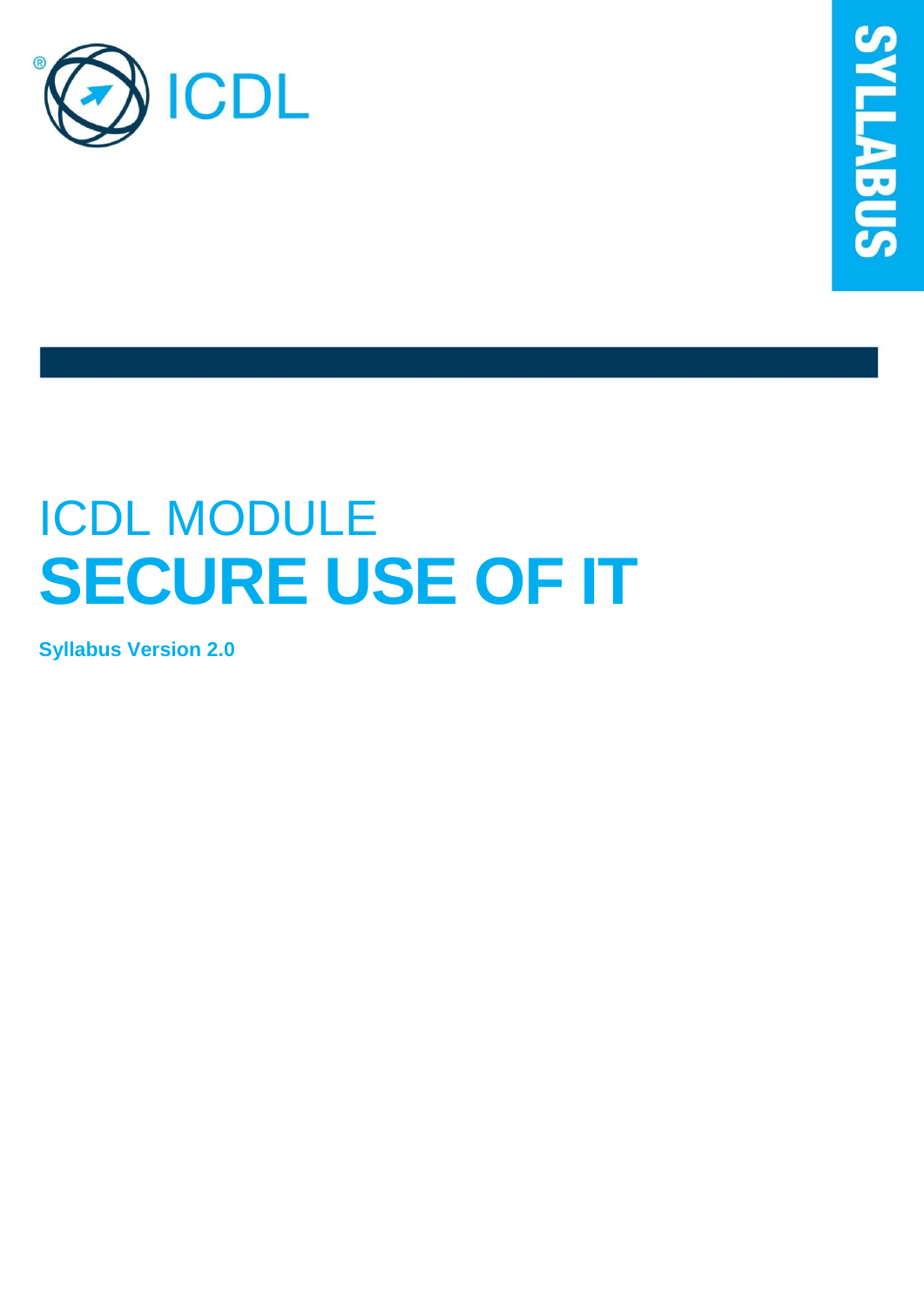ICDL

SYLLABUS

ICDL MODULE

# SECURE USE OF IT

**Syllabus Version 2.0**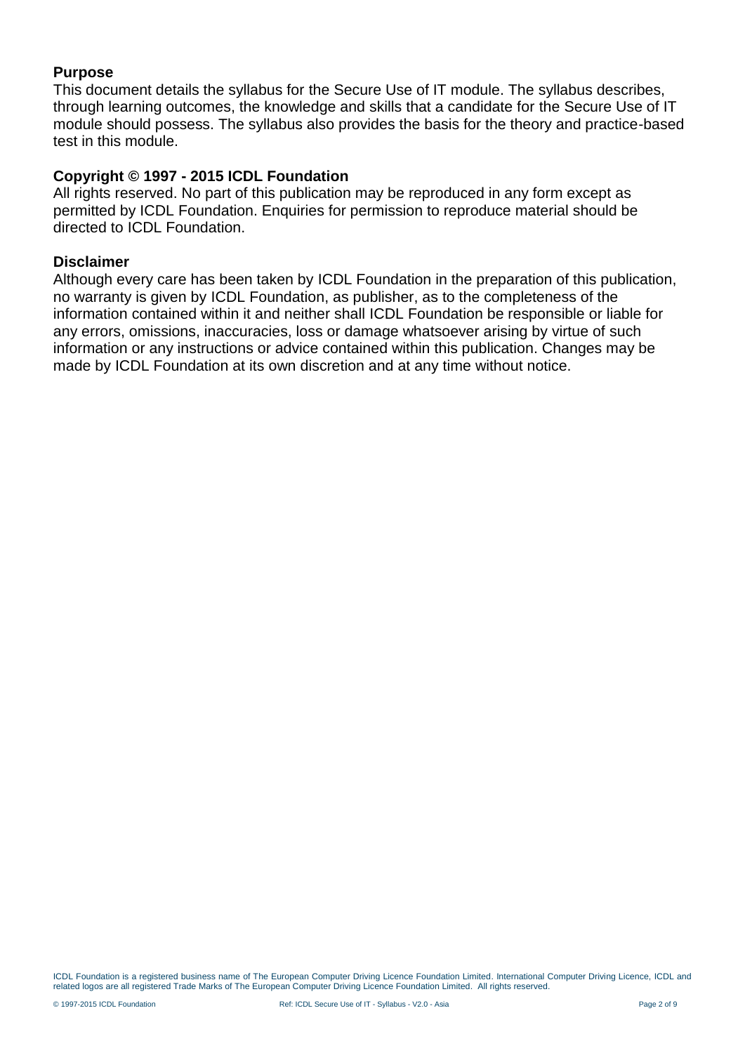## Purpose

This document details the syllabus for the Secure Use of IT module. The syllabus describes, through learning outcomes, the knowledge and skills that a candidate for the Secure Use of IT module should possess. The syllabus also provides the basis for the theory and practice-based test in this module.

## Copyright © 1997 - 2015 ICDL Foundation

All rights reserved. No part of this publication may be reproduced in any form except as permitted by ICDL Foundation. Enquiries for permission to reproduce material should be directed to ICDL Foundation.

## Disclaimer

Although every care has been taken by ICDL Foundation in the preparation of this publication, no warranty is given by ICDL Foundation, as publisher, as to the completeness of the information contained within it and neither shall ICDL Foundation be responsible or liable for any errors, omissions, inaccuracies, loss or damage whatsoever arising by virtue of such information or any instructions or advice contained within this publication. Changes may be made by ICDL Foundation at its own discretion and at any time without notice.

ICDL Foundation is a registered business name of The European Computer Driving Licence Foundation Limited. International Computer Driving Licence, ICDL and related logos are all registered Trade Marks of The European Computer Driving Licence Foundation Limited. All rights reserved.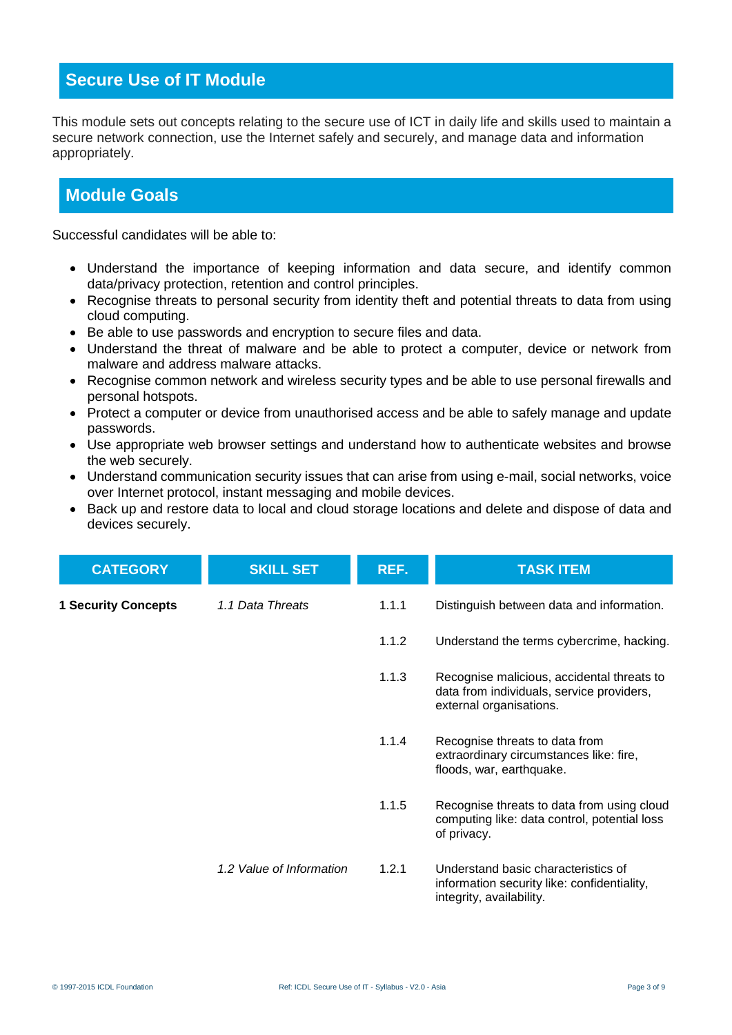## Secure Use of IT Module

This module sets out concepts relating to the secure use of ICT in daily life and skills used to maintain a secure network connection, use the Internet safely and securely, and manage data and information appropriately.

## Module Goals

Successful candidates will be able to:

- Understand the importance of keeping information and data secure, and identify common data/privacy protection, retention and control principles.
- Recognise threats to personal security from identity theft and potential threats to data from using cloud computing.
- Be able to use passwords and encryption to secure files and data.
- Understand the threat of malware and be able to protect a computer, device or network from malware and address malware attacks.
- Recognise common network and wireless security types and be able to use personal firewalls and personal hotspots.
- Protect a computer or device from unauthorised access and be able to safely manage and update passwords.
- Use appropriate web browser settings and understand how to authenticate websites and browse the web securely.
- Understand communication security issues that can arise from using e-mail, social networks, voice over Internet protocol, instant messaging and mobile devices.
- Back up and restore data to local and cloud storage locations and delete and dispose of data and devices securely.

| CATEGORY | SKILL SET | REF. | TASK ITEM |
|---|---|---|---|
| **1 Security Concepts** | *1.1 Data Threats* | 1.1.1 | Distinguish between data and information. |
| | | 1.1.2 | Understand the terms cybercrime, hacking. |
| | | 1.1.3 | Recognise malicious, accidental threats to data from individuals, service providers, external organisations. |
| | | 1.1.4 | Recognise threats to data from extraordinary circumstances like: fire, floods, war, earthquake. |
| | | 1.1.5 | Recognise threats to data from using cloud computing like: data control, potential loss of privacy. |
| | *1.2 Value of Information* | 1.2.1 | Understand basic characteristics of information security like: confidentiality, integrity, availability. |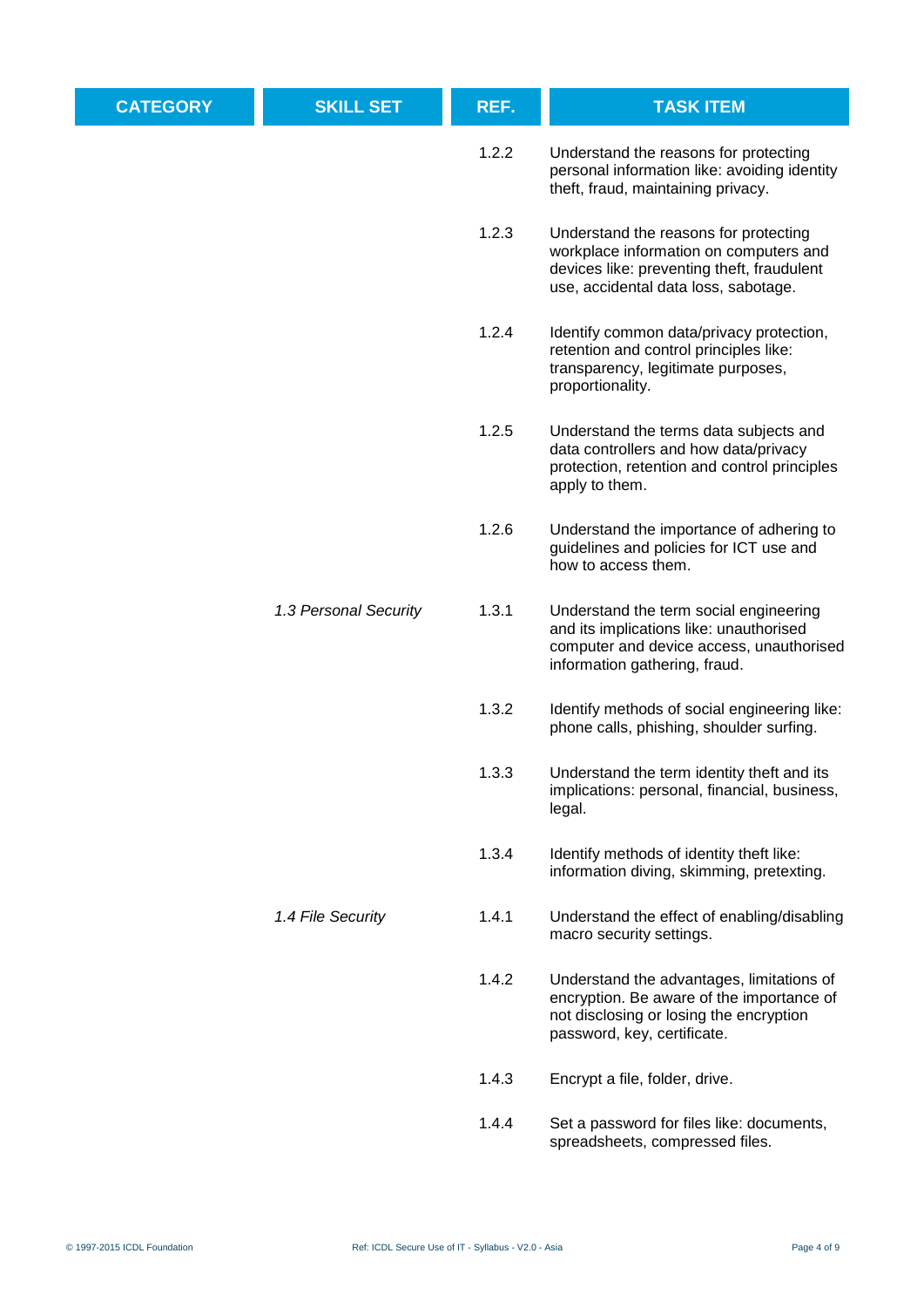| CATEGORY | SKILL SET | REF. | TASK ITEM |
|---|---|---|---|
| | | 1.2.2 | Understand the reasons for protecting personal information like: avoiding identity theft, fraud, maintaining privacy. |
| | | 1.2.3 | Understand the reasons for protecting workplace information on computers and devices like: preventing theft, fraudulent use, accidental data loss, sabotage. |
| | | 1.2.4 | Identify common data/privacy protection, retention and control principles like: transparency, legitimate purposes, proportionality. |
| | | 1.2.5 | Understand the terms data subjects and data controllers and how data/privacy protection, retention and control principles apply to them. |
| | | 1.2.6 | Understand the importance of adhering to guidelines and policies for ICT use and how to access them. |
| | *1.3 Personal Security* | 1.3.1 | Understand the term social engineering and its implications like: unauthorised computer and device access, unauthorised information gathering, fraud. |
| | | 1.3.2 | Identify methods of social engineering like: phone calls, phishing, shoulder surfing. |
| | | 1.3.3 | Understand the term identity theft and its implications: personal, financial, business, legal. |
| | | 1.3.4 | Identify methods of identity theft like: information diving, skimming, pretexting. |
| | *1.4 File Security* | 1.4.1 | Understand the effect of enabling/disabling macro security settings. |
| | | 1.4.2 | Understand the advantages, limitations of encryption. Be aware of the importance of not disclosing or losing the encryption password, key, certificate. |
| | | 1.4.3 | Encrypt a file, folder, drive. |
| | | 1.4.4 | Set a password for files like: documents, spreadsheets, compressed files. |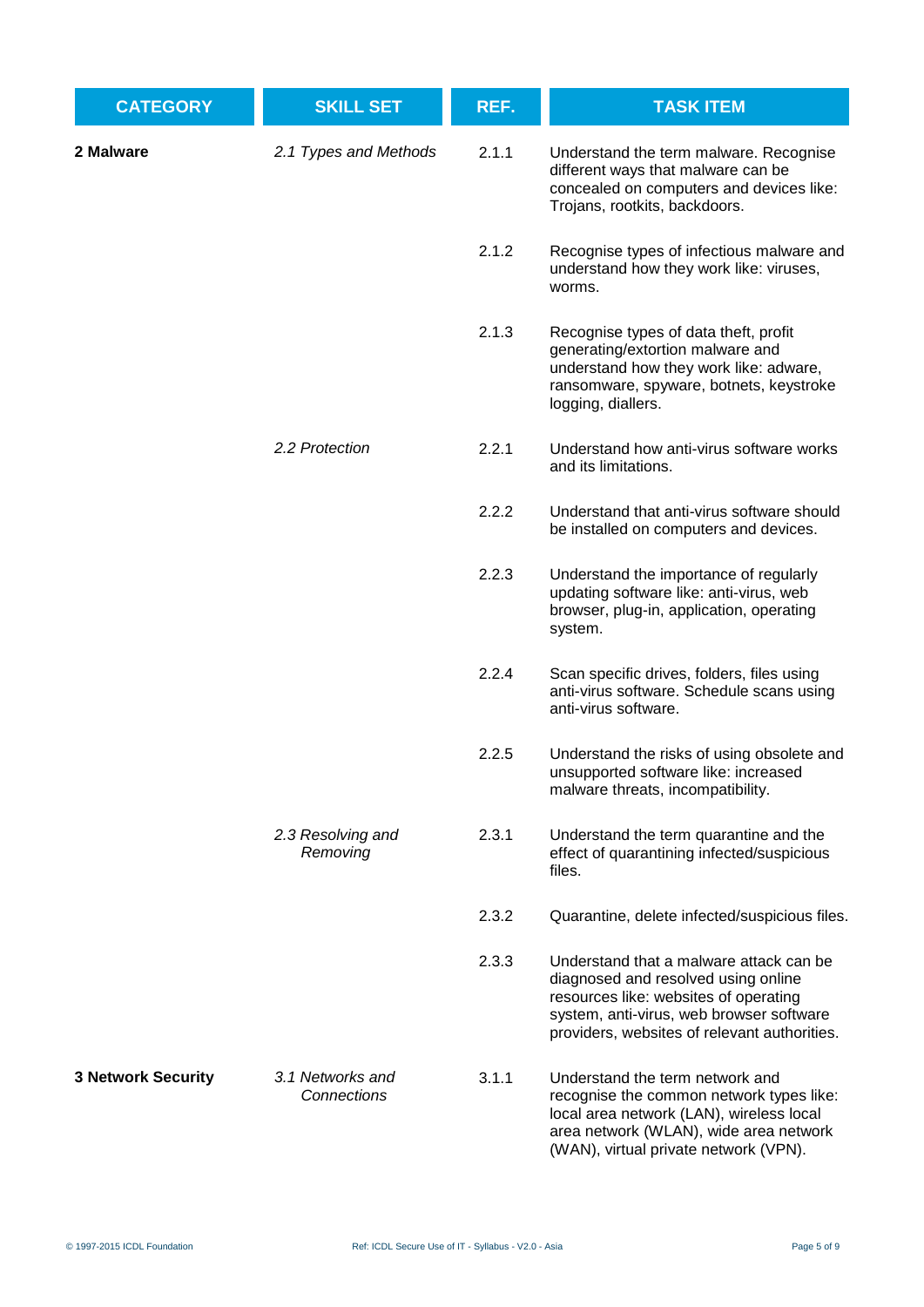| CATEGORY | SKILL SET | REF. | TASK ITEM |
|---|---|---|---|
| **2 Malware** | *2.1 Types and Methods* | 2.1.1 | Understand the term malware. Recognise different ways that malware can be concealed on computers and devices like: Trojans, rootkits, backdoors. |
| | | 2.1.2 | Recognise types of infectious malware and understand how they work like: viruses, worms. |
| | | 2.1.3 | Recognise types of data theft, profit generating/extortion malware and understand how they work like: adware, ransomware, spyware, botnets, keystroke logging, diallers. |
| | *2.2 Protection* | 2.2.1 | Understand how anti-virus software works and its limitations. |
| | | 2.2.2 | Understand that anti-virus software should be installed on computers and devices. |
| | | 2.2.3 | Understand the importance of regularly updating software like: anti-virus, web browser, plug-in, application, operating system. |
| | | 2.2.4 | Scan specific drives, folders, files using anti-virus software. Schedule scans using anti-virus software. |
| | | 2.2.5 | Understand the risks of using obsolete and unsupported software like: increased malware threats, incompatibility. |
| | *2.3 Resolving and Removing* | 2.3.1 | Understand the term quarantine and the effect of quarantining infected/suspicious files. |
| | | 2.3.2 | Quarantine, delete infected/suspicious files. |
| | | 2.3.3 | Understand that a malware attack can be diagnosed and resolved using online resources like: websites of operating system, anti-virus, web browser software providers, websites of relevant authorities. |
| **3 Network Security** | *3.1 Networks and Connections* | 3.1.1 | Understand the term network and recognise the common network types like: local area network (LAN), wireless local area network (WLAN), wide area network (WAN), virtual private network (VPN). |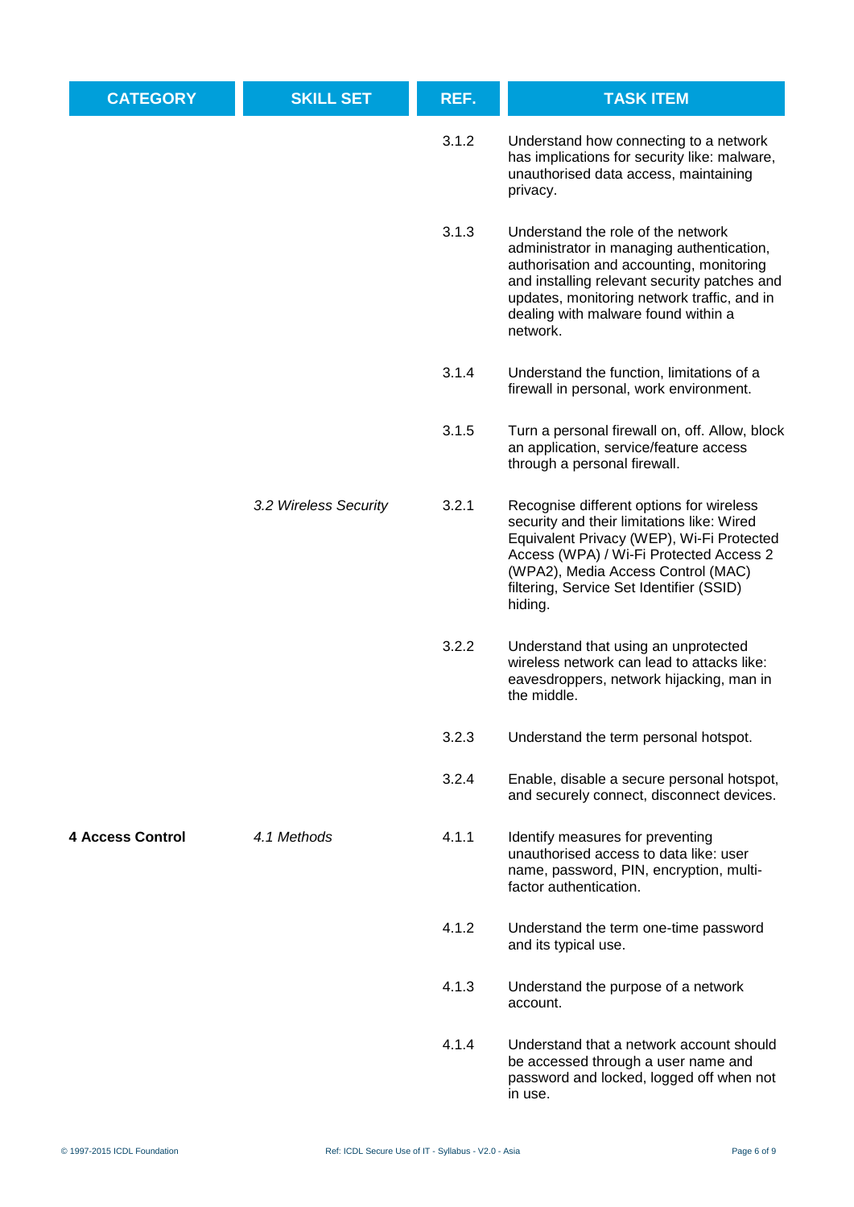| CATEGORY | SKILL SET | REF. | TASK ITEM |
|---|---|---|---|
| | | 3.1.2 | Understand how connecting to a network has implications for security like: malware, unauthorised data access, maintaining privacy. |
| | | 3.1.3 | Understand the role of the network administrator in managing authentication, authorisation and accounting, monitoring and installing relevant security patches and updates, monitoring network traffic, and in dealing with malware found within a network. |
| | | 3.1.4 | Understand the function, limitations of a firewall in personal, work environment. |
| | | 3.1.5 | Turn a personal firewall on, off. Allow, block an application, service/feature access through a personal firewall. |
| | *3.2 Wireless Security* | 3.2.1 | Recognise different options for wireless security and their limitations like: Wired Equivalent Privacy (WEP), Wi-Fi Protected Access (WPA) / Wi-Fi Protected Access 2 (WPA2), Media Access Control (MAC) filtering, Service Set Identifier (SSID) hiding. |
| | | 3.2.2 | Understand that using an unprotected wireless network can lead to attacks like: eavesdroppers, network hijacking, man in the middle. |
| | | 3.2.3 | Understand the term personal hotspot. |
| | | 3.2.4 | Enable, disable a secure personal hotspot, and securely connect, disconnect devices. |
| **4 Access Control** | *4.1 Methods* | 4.1.1 | Identify measures for preventing unauthorised access to data like: user name, password, PIN, encryption, multi-factor authentication. |
| | | 4.1.2 | Understand the term one-time password and its typical use. |
| | | 4.1.3 | Understand the purpose of a network account. |
| | | 4.1.4 | Understand that a network account should be accessed through a user name and password and locked, logged off when not in use. |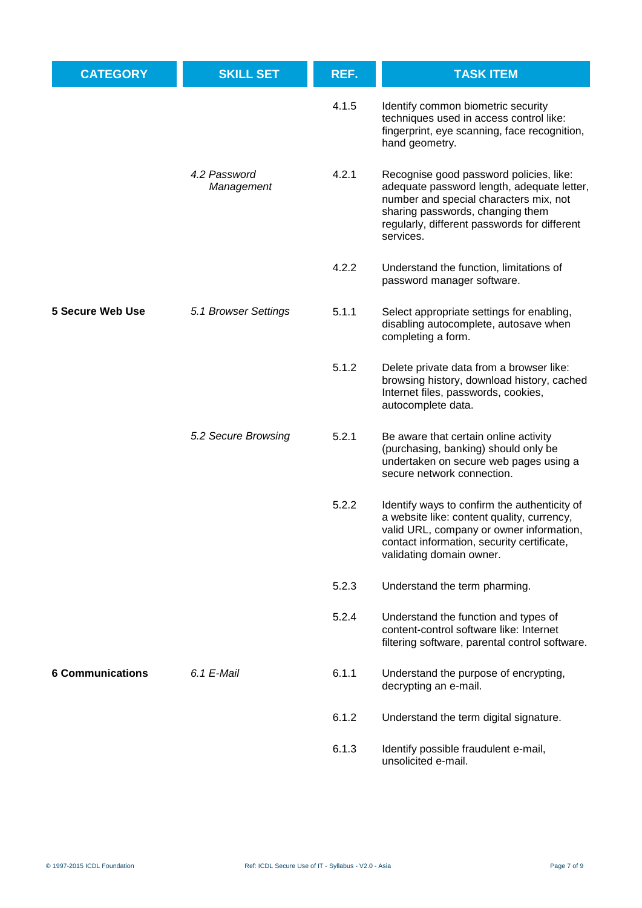| CATEGORY | SKILL SET | REF. | TASK ITEM |
|---|---|---|---|
| | | 4.1.5 | Identify common biometric security techniques used in access control like: fingerprint, eye scanning, face recognition, hand geometry. |
| | *4.2 Password Management* | 4.2.1 | Recognise good password policies, like: adequate password length, adequate letter, number and special characters mix, not sharing passwords, changing them regularly, different passwords for different services. |
| | | 4.2.2 | Understand the function, limitations of password manager software. |
| **5 Secure Web Use** | *5.1 Browser Settings* | 5.1.1 | Select appropriate settings for enabling, disabling autocomplete, autosave when completing a form. |
| | | 5.1.2 | Delete private data from a browser like: browsing history, download history, cached Internet files, passwords, cookies, autocomplete data. |
| | *5.2 Secure Browsing* | 5.2.1 | Be aware that certain online activity (purchasing, banking) should only be undertaken on secure web pages using a secure network connection. |
| | | 5.2.2 | Identify ways to confirm the authenticity of a website like: content quality, currency, valid URL, company or owner information, contact information, security certificate, validating domain owner. |
| | | 5.2.3 | Understand the term pharming. |
| | | 5.2.4 | Understand the function and types of content-control software like: Internet filtering software, parental control software. |
| **6 Communications** | *6.1 E-Mail* | 6.1.1 | Understand the purpose of encrypting, decrypting an e-mail. |
| | | 6.1.2 | Understand the term digital signature. |
| | | 6.1.3 | Identify possible fraudulent e-mail, unsolicited e-mail. |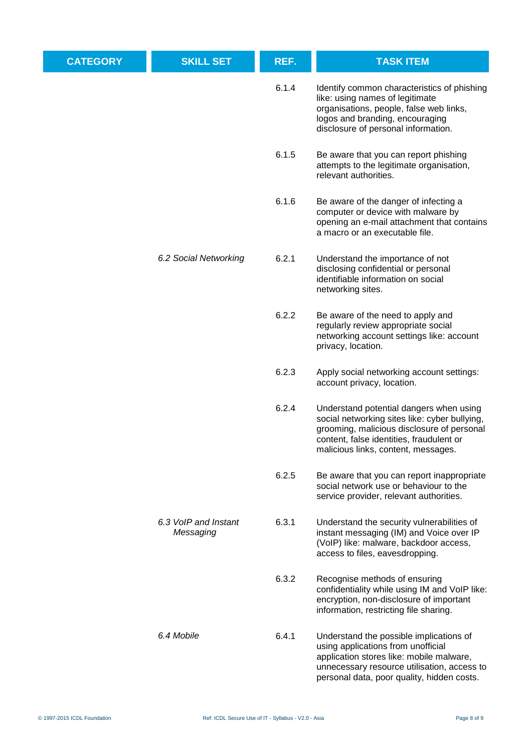| CATEGORY | SKILL SET | REF. | TASK ITEM |
|---|---|---|---|
| | | 6.1.4 | Identify common characteristics of phishing like: using names of legitimate organisations, people, false web links, logos and branding, encouraging disclosure of personal information. |
| | | 6.1.5 | Be aware that you can report phishing attempts to the legitimate organisation, relevant authorities. |
| | | 6.1.6 | Be aware of the danger of infecting a computer or device with malware by opening an e-mail attachment that contains a macro or an executable file. |
| | *6.2 Social Networking* | 6.2.1 | Understand the importance of not disclosing confidential or personal identifiable information on social networking sites. |
| | | 6.2.2 | Be aware of the need to apply and regularly review appropriate social networking account settings like: account privacy, location. |
| | | 6.2.3 | Apply social networking account settings: account privacy, location. |
| | | 6.2.4 | Understand potential dangers when using social networking sites like: cyber bullying, grooming, malicious disclosure of personal content, false identities, fraudulent or malicious links, content, messages. |
| | | 6.2.5 | Be aware that you can report inappropriate social network use or behaviour to the service provider, relevant authorities. |
| | *6.3 VoIP and Instant Messaging* | 6.3.1 | Understand the security vulnerabilities of instant messaging (IM) and Voice over IP (VoIP) like: malware, backdoor access, access to files, eavesdropping. |
| | | 6.3.2 | Recognise methods of ensuring confidentiality while using IM and VoIP like: encryption, non-disclosure of important information, restricting file sharing. |
| | *6.4 Mobile* | 6.4.1 | Understand the possible implications of using applications from unofficial application stores like: mobile malware, unnecessary resource utilisation, access to personal data, poor quality, hidden costs. |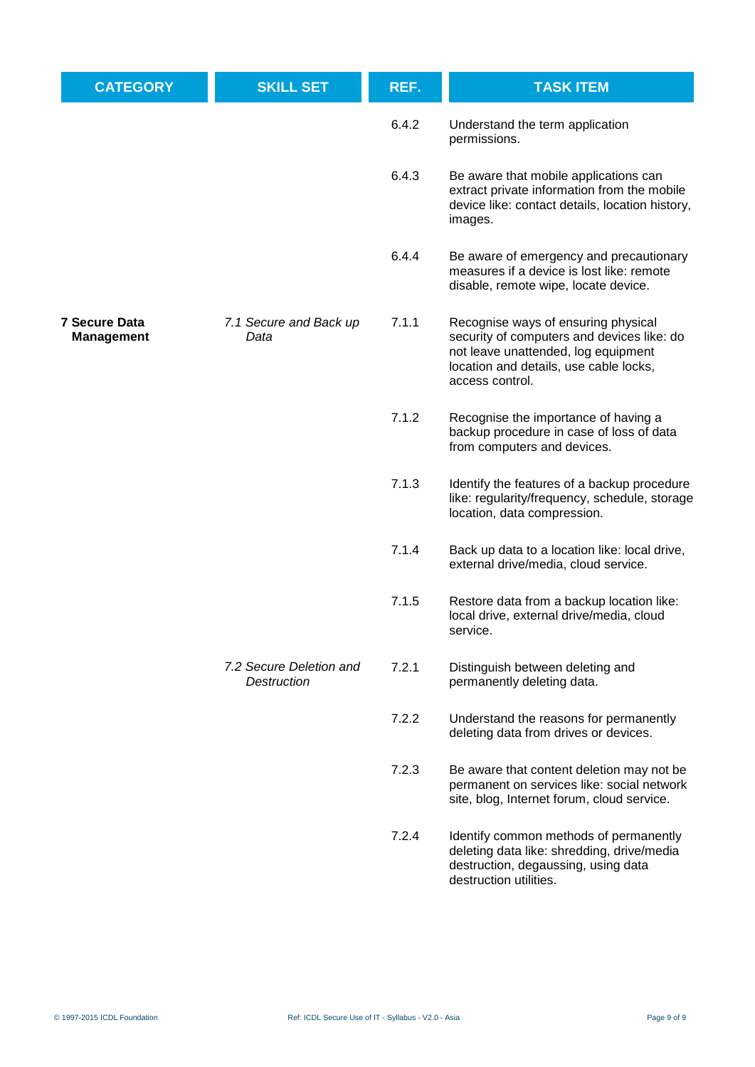| CATEGORY | SKILL SET | REF. | TASK ITEM |
|---|---|---|---|
| | | 6.4.2 | Understand the term application permissions. |
| | | 6.4.3 | Be aware that mobile applications can extract private information from the mobile device like: contact details, location history, images. |
| | | 6.4.4 | Be aware of emergency and precautionary measures if a device is lost like: remote disable, remote wipe, locate device. |
| **7 Secure Data Management** | *7.1 Secure and Back up Data* | 7.1.1 | Recognise ways of ensuring physical security of computers and devices like: do not leave unattended, log equipment location and details, use cable locks, access control. |
| | | 7.1.2 | Recognise the importance of having a backup procedure in case of loss of data from computers and devices. |
| | | 7.1.3 | Identify the features of a backup procedure like: regularity/frequency, schedule, storage location, data compression. |
| | | 7.1.4 | Back up data to a location like: local drive, external drive/media, cloud service. |
| | | 7.1.5 | Restore data from a backup location like: local drive, external drive/media, cloud service. |
| | *7.2 Secure Deletion and Destruction* | 7.2.1 | Distinguish between deleting and permanently deleting data. |
| | | 7.2.2 | Understand the reasons for permanently deleting data from drives or devices. |
| | | 7.2.3 | Be aware that content deletion may not be permanent on services like: social network site, blog, Internet forum, cloud service. |
| | | 7.2.4 | Identify common methods of permanently deleting data like: shredding, drive/media destruction, degaussing, using data destruction utilities. |